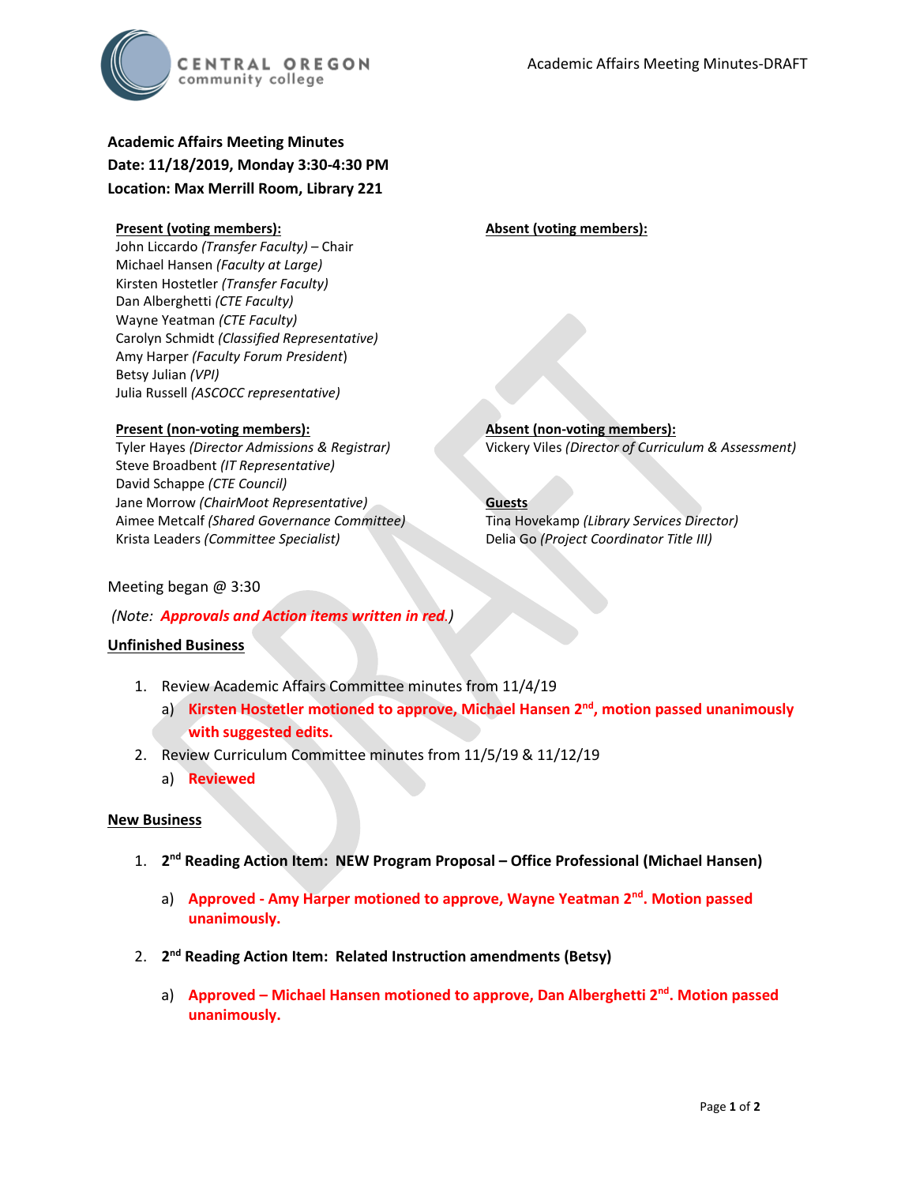# Academic Affairs Meeting Minutes

**Date: 11/18/2019, Monday 3:30-4:30 PM**

**Location: Max Merrill Room, Library 221**

**Present (voting members):**

John Liccardo *(Transfer Faculty)* – Chair
Michael Hansen *(Faculty at Large)*
Kirsten Hostetler *(Transfer Faculty)*
Dan Alberghetti *(CTE Faculty)*
Wayne Yeatman *(CTE Faculty)*
Carolyn Schmidt *(Classified Representative)*
Amy Harper *(Faculty Forum President)*
Betsy Julian *(VPI)*
Julia Russell *(ASCOCC representative)*

**Absent (voting members):**

**Present (non-voting members):**

Tyler Hayes *(Director Admissions & Registrar)*
Steve Broadbent *(IT Representative)*
David Schappe *(CTE Council)*
Jane Morrow *(ChairMoot Representative)*
Aimee Metcalf *(Shared Governance Committee)*
Krista Leaders *(Committee Specialist)*

**Absent (non-voting members):**

Vickery Viles *(Director of Curriculum & Assessment)*

**Guests**

Tina Hovekamp *(Library Services Director)*
Delia Go *(Project Coordinator Title III)*

Meeting began @ 3:30

*(Note: **Approvals and Action items written in red**.)*

## Unfinished Business

1. Review Academic Affairs Committee minutes from 11/4/19
   a) **Kirsten Hostetler motioned to approve, Michael Hansen 2nd, motion passed unanimously with suggested edits.**
2. Review Curriculum Committee minutes from 11/5/19 & 11/12/19
   a) **Reviewed**

## New Business

1. **2nd Reading Action Item: NEW Program Proposal – Office Professional (Michael Hansen)**
   a) **Approved - Amy Harper motioned to approve, Wayne Yeatman 2nd. Motion passed unanimously.**
2. **2nd Reading Action Item: Related Instruction amendments (Betsy)**
   a) **Approved – Michael Hansen motioned to approve, Dan Alberghetti 2nd. Motion passed unanimously.**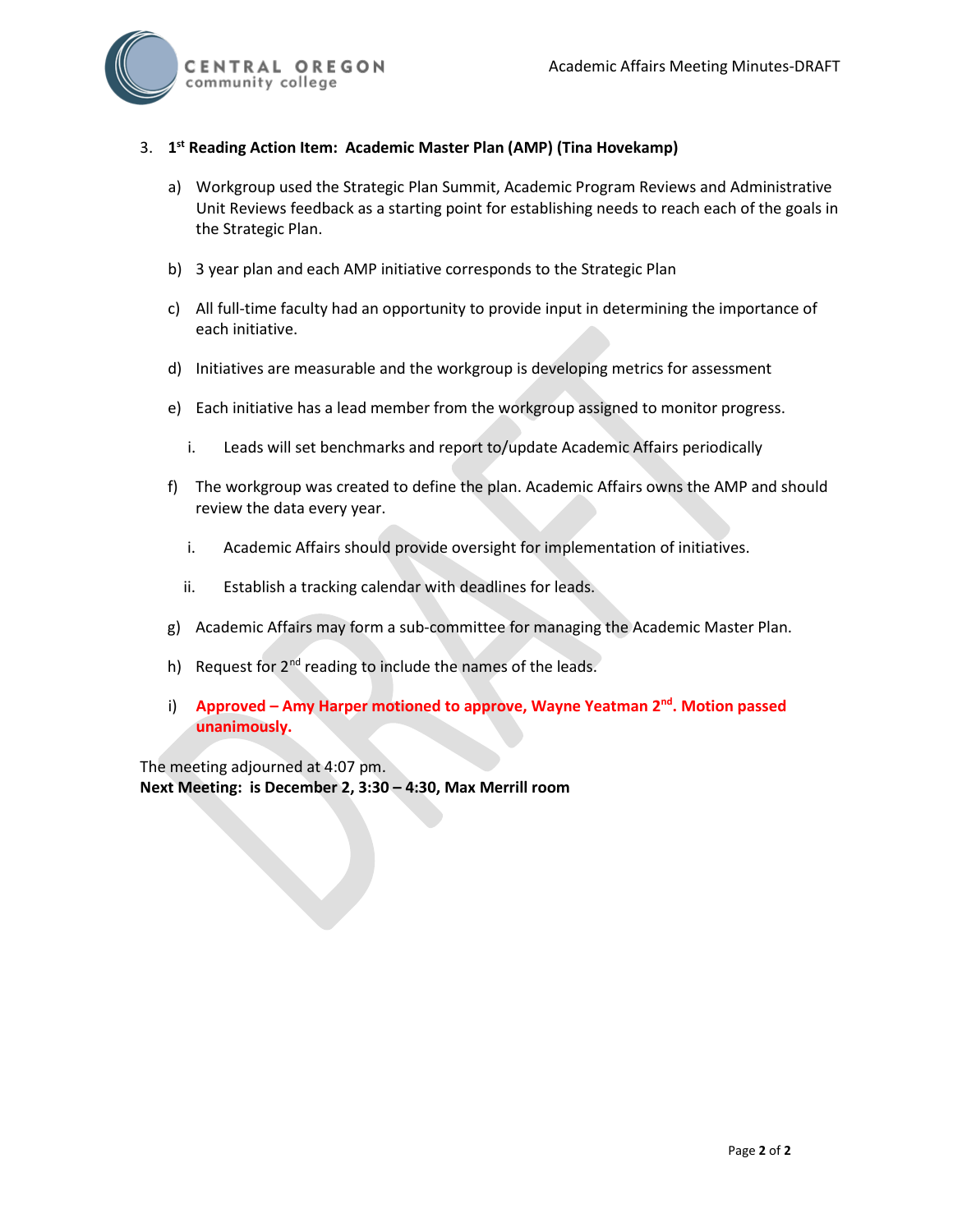3. **1st Reading Action Item: Academic Master Plan (AMP) (Tina Hovekamp)**

   a) Workgroup used the Strategic Plan Summit, Academic Program Reviews and Administrative Unit Reviews feedback as a starting point for establishing needs to reach each of the goals in the Strategic Plan.

   b) 3 year plan and each AMP initiative corresponds to the Strategic Plan

   c) All full-time faculty had an opportunity to provide input in determining the importance of each initiative.

   d) Initiatives are measurable and the workgroup is developing metrics for assessment

   e) Each initiative has a lead member from the workgroup assigned to monitor progress.

      i. Leads will set benchmarks and report to/update Academic Affairs periodically

   f) The workgroup was created to define the plan. Academic Affairs owns the AMP and should review the data every year.

      i. Academic Affairs should provide oversight for implementation of initiatives.

      ii. Establish a tracking calendar with deadlines for leads.

   g) Academic Affairs may form a sub-committee for managing the Academic Master Plan.

   h) Request for 2nd reading to include the names of the leads.

   i) **Approved – Amy Harper motioned to approve, Wayne Yeatman 2nd. Motion passed unanimously.**

The meeting adjourned at 4:07 pm.
**Next Meeting: is December 2, 3:30 – 4:30, Max Merrill room**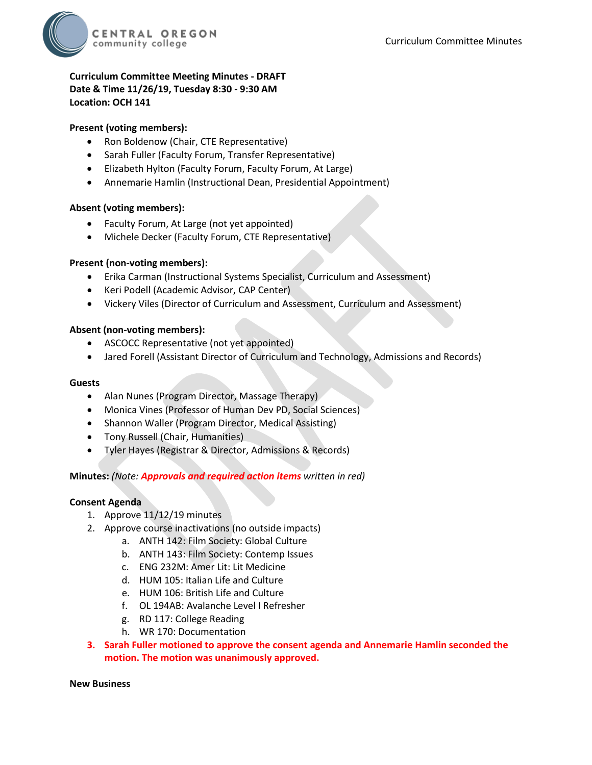**Curriculum Committee Meeting Minutes - DRAFT**
**Date & Time 11/26/19, Tuesday 8:30 - 9:30 AM**
**Location: OCH 141**

**Present (voting members):**

- Ron Boldenow (Chair, CTE Representative)
- Sarah Fuller (Faculty Forum, Transfer Representative)
- Elizabeth Hylton (Faculty Forum, Faculty Forum, At Large)
- Annemarie Hamlin (Instructional Dean, Presidential Appointment)

**Absent (voting members):**

- Faculty Forum, At Large (not yet appointed)
- Michele Decker (Faculty Forum, CTE Representative)

**Present (non-voting members):**

- Erika Carman (Instructional Systems Specialist, Curriculum and Assessment)
- Keri Podell (Academic Advisor, CAP Center)
- Vickery Viles (Director of Curriculum and Assessment, Curriculum and Assessment)

**Absent (non-voting members):**

- ASCOCC Representative (not yet appointed)
- Jared Forell (Assistant Director of Curriculum and Technology, Admissions and Records)

**Guests**

- Alan Nunes (Program Director, Massage Therapy)
- Monica Vines (Professor of Human Dev PD, Social Sciences)
- Shannon Waller (Program Director, Medical Assisting)
- Tony Russell (Chair, Humanities)
- Tyler Hayes (Registrar & Director, Admissions & Records)

**Minutes:** *(Note: **Approvals and required action items** written in red)*

**Consent Agenda**

1. Approve 11/12/19 minutes
2. Approve course inactivations (no outside impacts)
   a. ANTH 142: Film Society: Global Culture
   b. ANTH 143: Film Society: Contemp Issues
   c. ENG 232M: Amer Lit: Lit Medicine
   d. HUM 105: Italian Life and Culture
   e. HUM 106: British Life and Culture
   f. OL 194AB: Avalanche Level I Refresher
   g. RD 117: College Reading
   h. WR 170: Documentation
3. **Sarah Fuller motioned to approve the consent agenda and Annemarie Hamlin seconded the motion. The motion was unanimously approved.**

**New Business**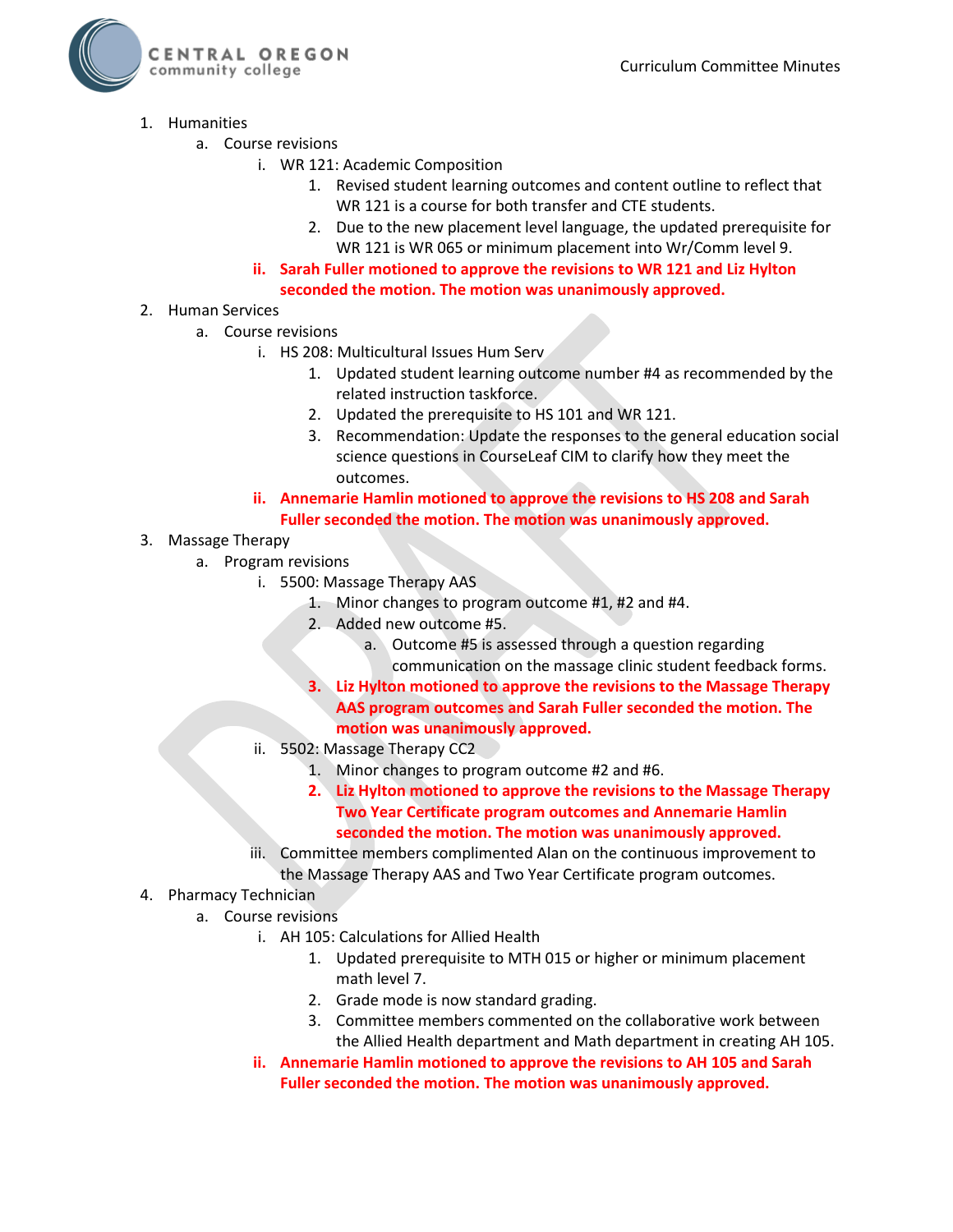1. Humanities
    a. Course revisions
        i. WR 121: Academic Composition
            1. Revised student learning outcomes and content outline to reflect that WR 121 is a course for both transfer and CTE students.
            2. Due to the new placement level language, the updated prerequisite for WR 121 is WR 065 or minimum placement into Wr/Comm level 9.
        ii. **Sarah Fuller motioned to approve the revisions to WR 121 and Liz Hylton seconded the motion. The motion was unanimously approved.**
2. Human Services
    a. Course revisions
        i. HS 208: Multicultural Issues Hum Serv
            1. Updated student learning outcome number #4 as recommended by the related instruction taskforce.
            2. Updated the prerequisite to HS 101 and WR 121.
            3. Recommendation: Update the responses to the general education social science questions in CourseLeaf CIM to clarify how they meet the outcomes.
        ii. **Annemarie Hamlin motioned to approve the revisions to HS 208 and Sarah Fuller seconded the motion. The motion was unanimously approved.**
3. Massage Therapy
    a. Program revisions
        i. 5500: Massage Therapy AAS
            1. Minor changes to program outcome #1, #2 and #4.
            2. Added new outcome #5.
                a. Outcome #5 is assessed through a question regarding communication on the massage clinic student feedback forms.
            3. **Liz Hylton motioned to approve the revisions to the Massage Therapy AAS program outcomes and Sarah Fuller seconded the motion. The motion was unanimously approved.**
        ii. 5502: Massage Therapy CC2
            1. Minor changes to program outcome #2 and #6.
            2. **Liz Hylton motioned to approve the revisions to the Massage Therapy Two Year Certificate program outcomes and Annemarie Hamlin seconded the motion. The motion was unanimously approved.**
        iii. Committee members complimented Alan on the continuous improvement to the Massage Therapy AAS and Two Year Certificate program outcomes.
4. Pharmacy Technician
    a. Course revisions
        i. AH 105: Calculations for Allied Health
            1. Updated prerequisite to MTH 015 or higher or minimum placement math level 7.
            2. Grade mode is now standard grading.
            3. Committee members commented on the collaborative work between the Allied Health department and Math department in creating AH 105.
        ii. **Annemarie Hamlin motioned to approve the revisions to AH 105 and Sarah Fuller seconded the motion. The motion was unanimously approved.**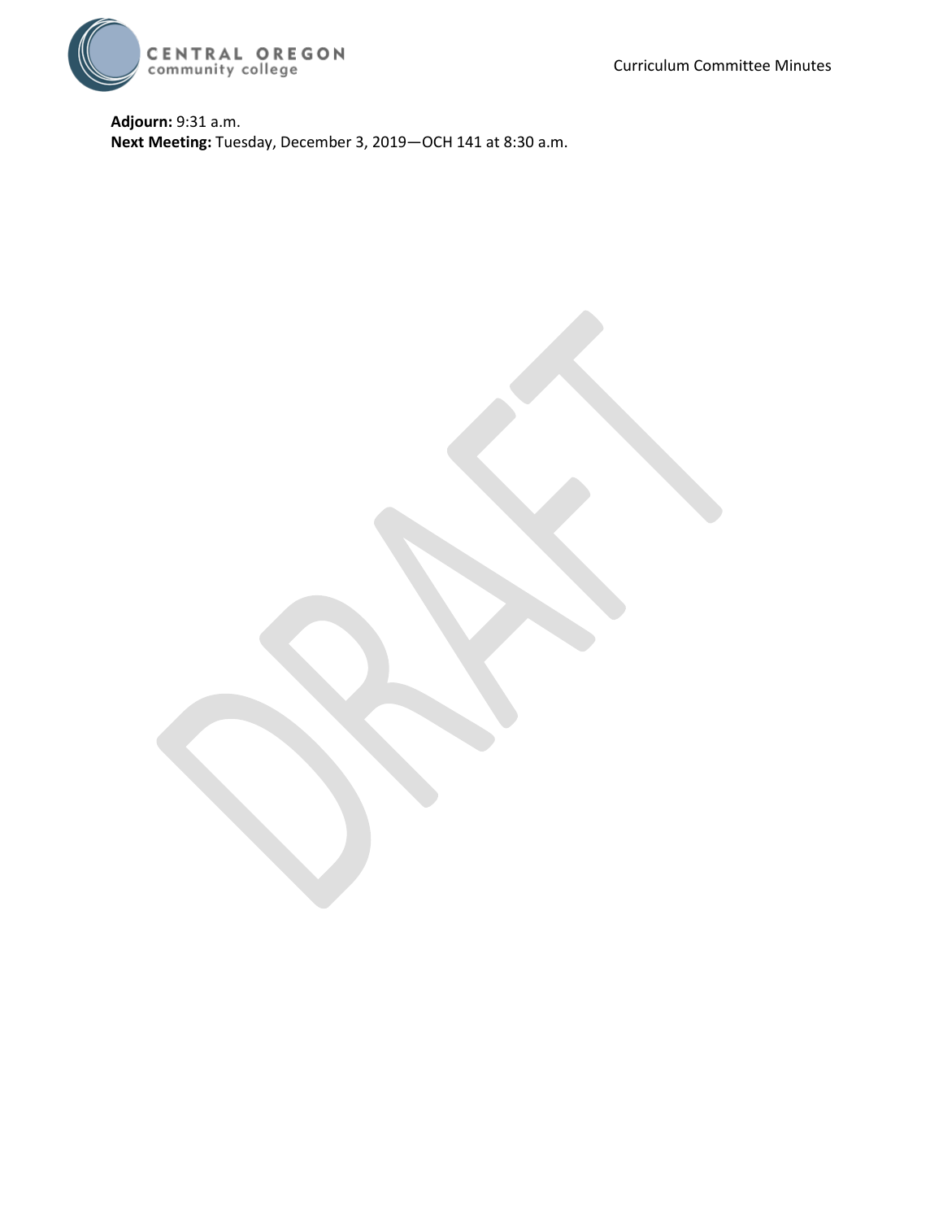**Adjourn:** 9:31 a.m.
**Next Meeting:** Tuesday, December 3, 2019—OCH 141 at 8:30 a.m.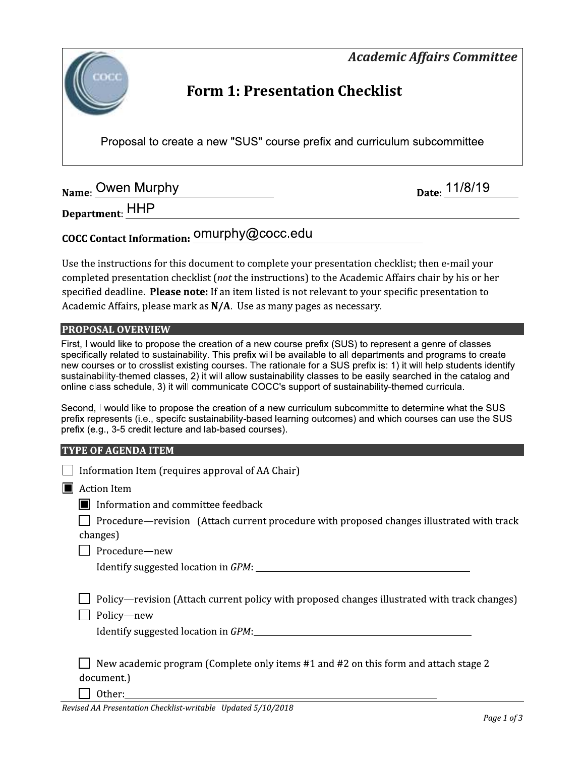*Academic Affairs Committee*

# Form 1: Presentation Checklist

Proposal to create a new "SUS" course prefix and curriculum subcommittee

**Name**: Owen Murphy **Date**: 11/8/19

**Department**: HHP

**COCC Contact Information:** omurphy@cocc.edu

Use the instructions for this document to complete your presentation checklist; then e-mail your completed presentation checklist (*not* the instructions) to the Academic Affairs chair by his or her specified deadline. **Please note:** If an item listed is not relevant to your specific presentation to Academic Affairs, please mark as **N/A**. Use as many pages as necessary.

## PROPOSAL OVERVIEW

First, I would like to propose the creation of a new course prefix (SUS) to represent a genre of classes specifically related to sustainability. This prefix will be available to all departments and programs to create new courses or to crosslist existing courses. The rationale for a SUS prefix is: 1) it will help students identify sustainability-themed classes, 2) it will allow sustainability classes to be easily searched in the catalog and online class schedule, 3) it will communicate COCC's support of sustainability-themed curricula.

Second, I would like to propose the creation of a new curriculum subcommitte to determine what the SUS prefix represents (i.e., specifc sustainability-based learning outcomes) and which courses can use the SUS prefix (e.g., 3-5 credit lecture and lab-based courses).

## TYPE OF AGENDA ITEM

- [ ] Information Item (requires approval of AA Chair)
- [x] Action Item
  - [x] Information and committee feedback
  - [ ] Procedure—revision (Attach current procedure with proposed changes illustrated with track changes)
  - [ ] Procedure—new
    Identify suggested location in *GPM*: ______
  - [ ] Policy—revision (Attach current policy with proposed changes illustrated with track changes)
  - [ ] Policy—new
    Identify suggested location in *GPM*: ______
  - [ ] New academic program (Complete only items #1 and #2 on this form and attach stage 2 document.)
  - [ ] Other: ______

*Revised AA Presentation Checklist-writable Updated 5/10/2018*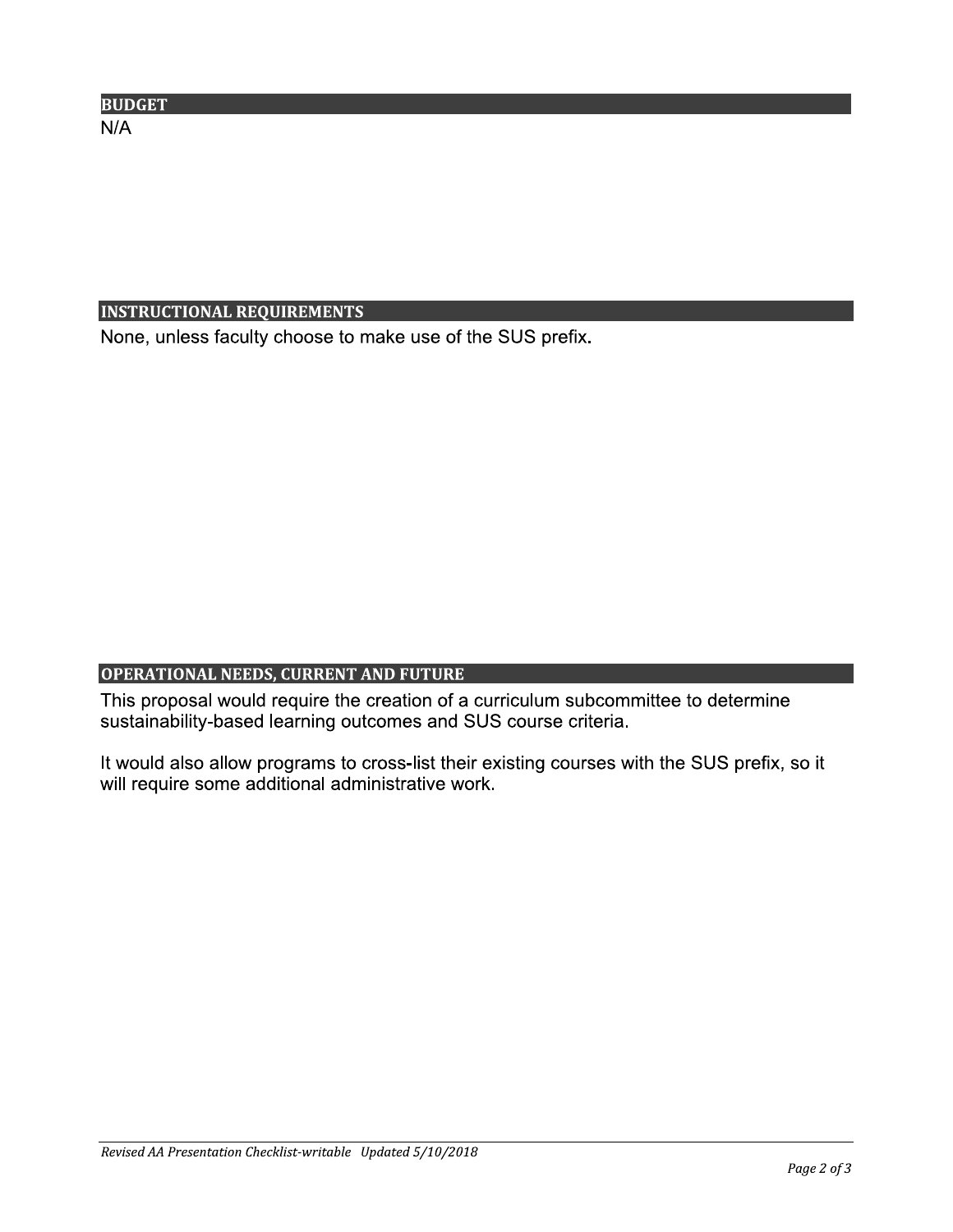## BUDGET

N/A

## INSTRUCTIONAL REQUIREMENTS

None, unless faculty choose to make use of the SUS prefix.

## OPERATIONAL NEEDS, CURRENT AND FUTURE

This proposal would require the creation of a curriculum subcommittee to determine sustainability-based learning outcomes and SUS course criteria.

It would also allow programs to cross-list their existing courses with the SUS prefix, so it will require some additional administrative work.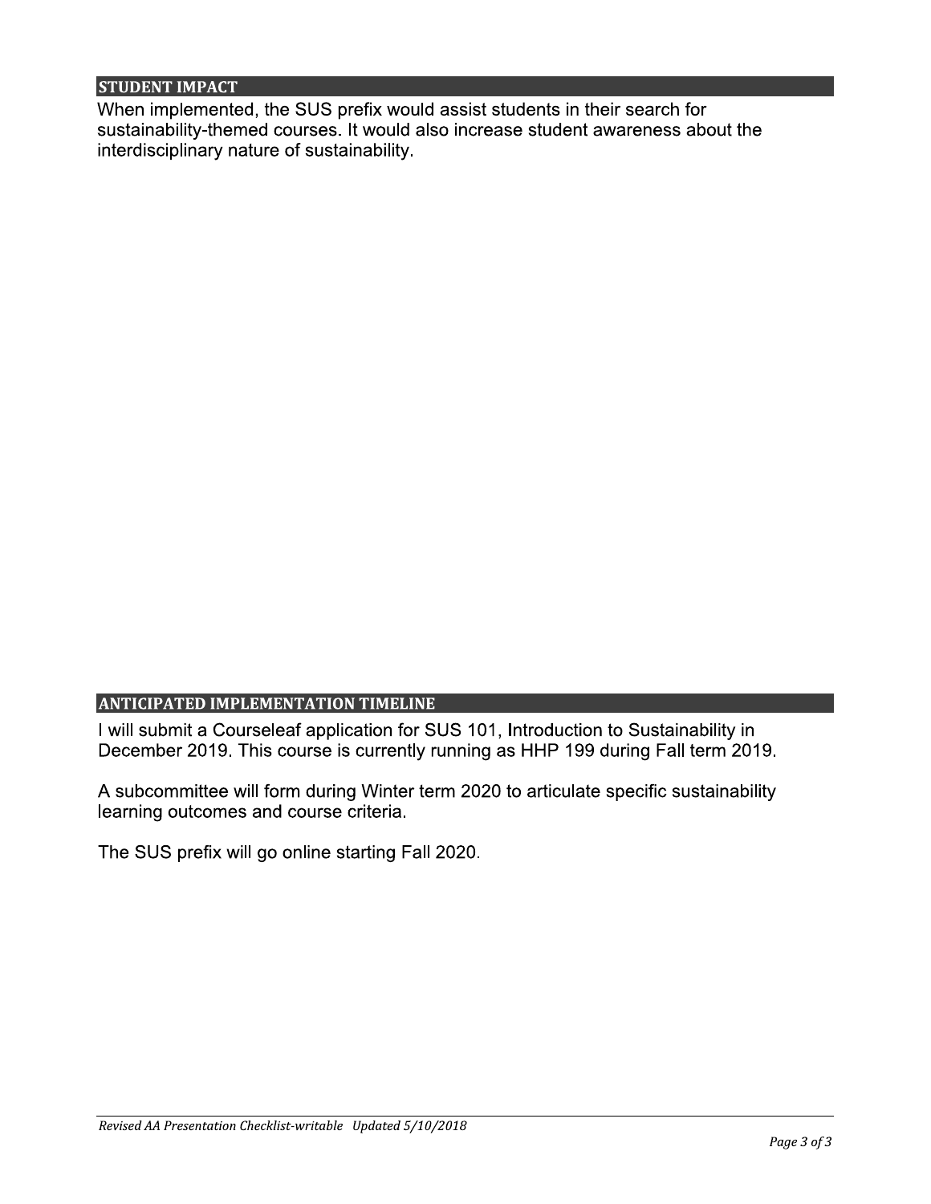## STUDENT IMPACT

When implemented, the SUS prefix would assist students in their search for sustainability-themed courses. It would also increase student awareness about the interdisciplinary nature of sustainability.

## ANTICIPATED IMPLEMENTATION TIMELINE

I will submit a Courseleaf application for SUS 101, Introduction to Sustainability in December 2019. This course is currently running as HHP 199 during Fall term 2019.

A subcommittee will form during Winter term 2020 to articulate specific sustainability learning outcomes and course criteria.

The SUS prefix will go online starting Fall 2020.